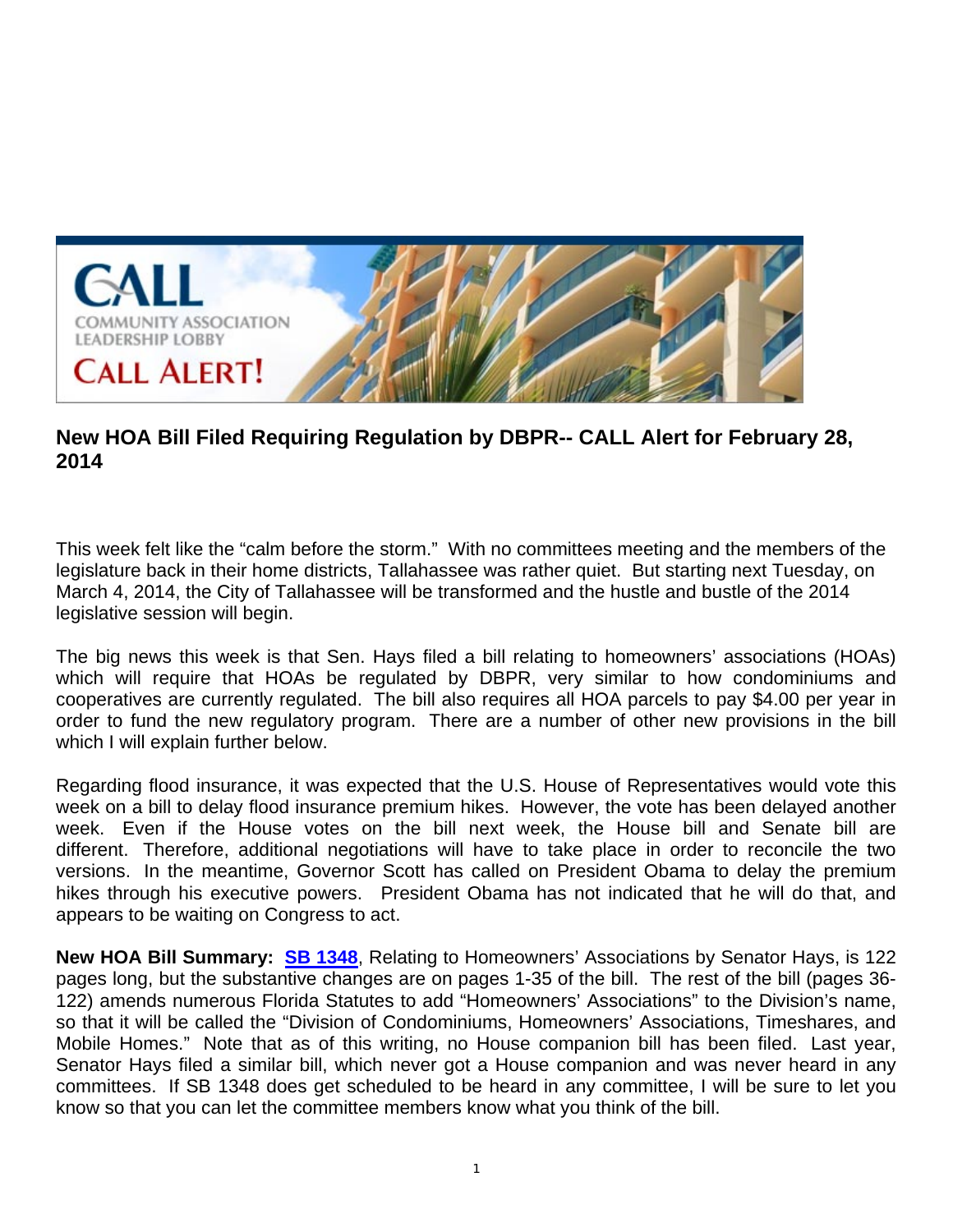## New HOA Bill Filed Requiring Regulation by DBPR-- CALL Alert for February 28, 2014

This week felt like the "calm before the storm." With no committees meeting and the members of the legislature back in their home districts, Tallahassee was rather quiet. But starting next Tuesday, on March 4, 2014, the City of Tallahassee will be transformed and the hustle and bustle of the 2014 legislative session will begin.

The big news this week is that Sen. Hays filed a bill relating to homeowners' associations (HOAs) which will require that HOAs be regulated by DBPR, very similar to how condominiums and cooperatives are currently regulated. The bill also requires all HOA parcels to pay $4.00 per year in order to fund the new regulatory program. There are a number of other new provisions in the bill which I will explain further below.

Regarding flood insurance, it was expected that the U.S. House of Representatives would vote this week on a bill to delay flood insurance premium hikes. However, the vote has been delayed another week. Even if the House votes on the bill next week, the House bill and Senate bill are different. Therefore, additional negotiations will have to take place in order to reconcile the two versions. In the meantime, Governor Scott has called on President Obama to delay the premium hikes through his executive powers. President Obama has not indicated that he will do that, and appears to be waiting on Congress to act.

**New HOA Bill Summary:** **SB 1348**, Relating to Homeowners' Associations by Senator Hays, is 122 pages long, but the substantive changes are on pages 1-35 of the bill. The rest of the bill (pages 36-122) amends numerous Florida Statutes to add "Homeowners' Associations" to the Division's name, so that it will be called the "Division of Condominiums, Homeowners' Associations, Timeshares, and Mobile Homes." Note that as of this writing, no House companion bill has been filed. Last year, Senator Hays filed a similar bill, which never got a House companion and was never heard in any committees. If SB 1348 does get scheduled to be heard in any committee, I will be sure to let you know so that you can let the committee members know what you think of the bill.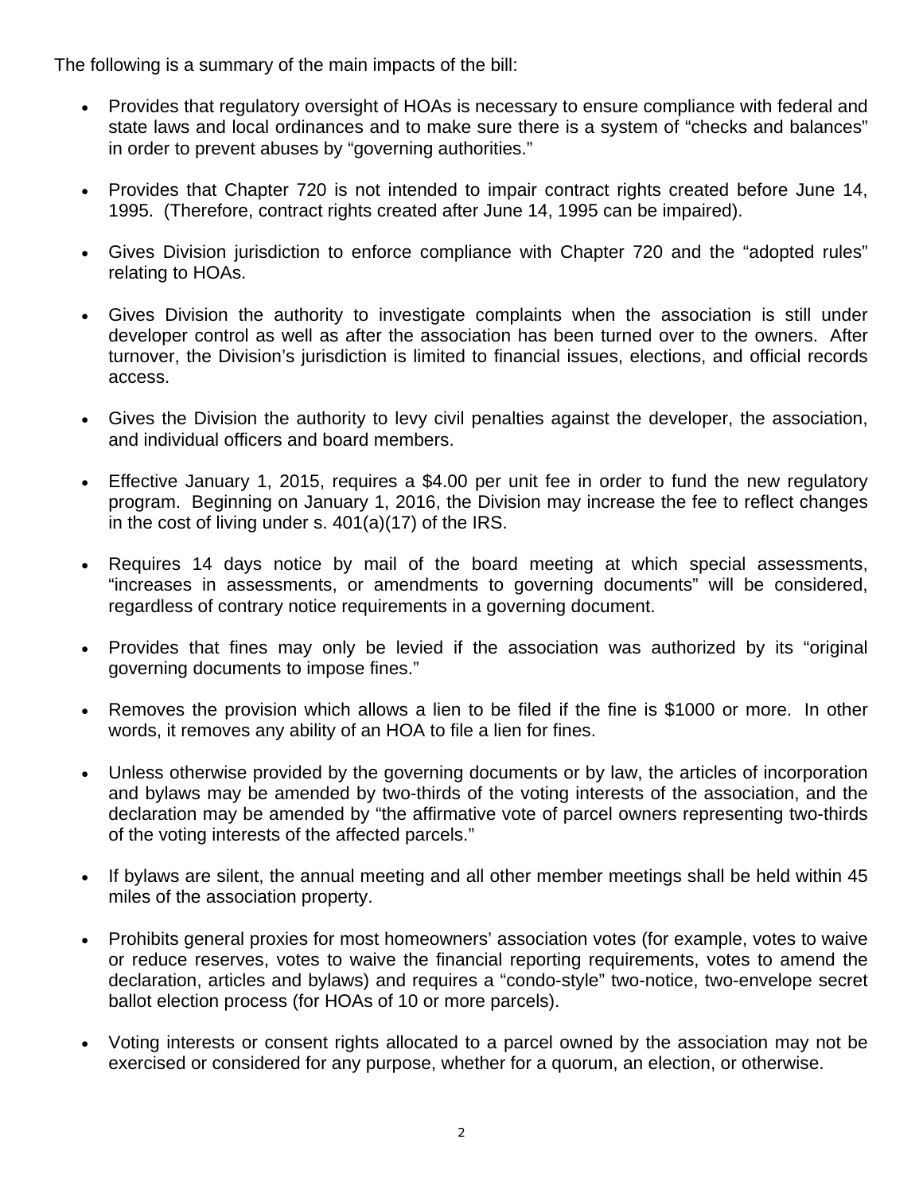The following is a summary of the main impacts of the bill:

- Provides that regulatory oversight of HOAs is necessary to ensure compliance with federal and state laws and local ordinances and to make sure there is a system of "checks and balances" in order to prevent abuses by "governing authorities."

- Provides that Chapter 720 is not intended to impair contract rights created before June 14, 1995. (Therefore, contract rights created after June 14, 1995 can be impaired).

- Gives Division jurisdiction to enforce compliance with Chapter 720 and the "adopted rules" relating to HOAs.

- Gives Division the authority to investigate complaints when the association is still under developer control as well as after the association has been turned over to the owners. After turnover, the Division's jurisdiction is limited to financial issues, elections, and official records access.

- Gives the Division the authority to levy civil penalties against the developer, the association, and individual officers and board members.

- Effective January 1, 2015, requires a $4.00 per unit fee in order to fund the new regulatory program. Beginning on January 1, 2016, the Division may increase the fee to reflect changes in the cost of living under s. 401(a)(17) of the IRS.

- Requires 14 days notice by mail of the board meeting at which special assessments, "increases in assessments, or amendments to governing documents" will be considered, regardless of contrary notice requirements in a governing document.

- Provides that fines may only be levied if the association was authorized by its "original governing documents to impose fines."

- Removes the provision which allows a lien to be filed if the fine is $1000 or more. In other words, it removes any ability of an HOA to file a lien for fines.

- Unless otherwise provided by the governing documents or by law, the articles of incorporation and bylaws may be amended by two-thirds of the voting interests of the association, and the declaration may be amended by "the affirmative vote of parcel owners representing two-thirds of the voting interests of the affected parcels."

- If bylaws are silent, the annual meeting and all other member meetings shall be held within 45 miles of the association property.

- Prohibits general proxies for most homeowners' association votes (for example, votes to waive or reduce reserves, votes to waive the financial reporting requirements, votes to amend the declaration, articles and bylaws) and requires a "condo-style" two-notice, two-envelope secret ballot election process (for HOAs of 10 or more parcels).

- Voting interests or consent rights allocated to a parcel owned by the association may not be exercised or considered for any purpose, whether for a quorum, an election, or otherwise.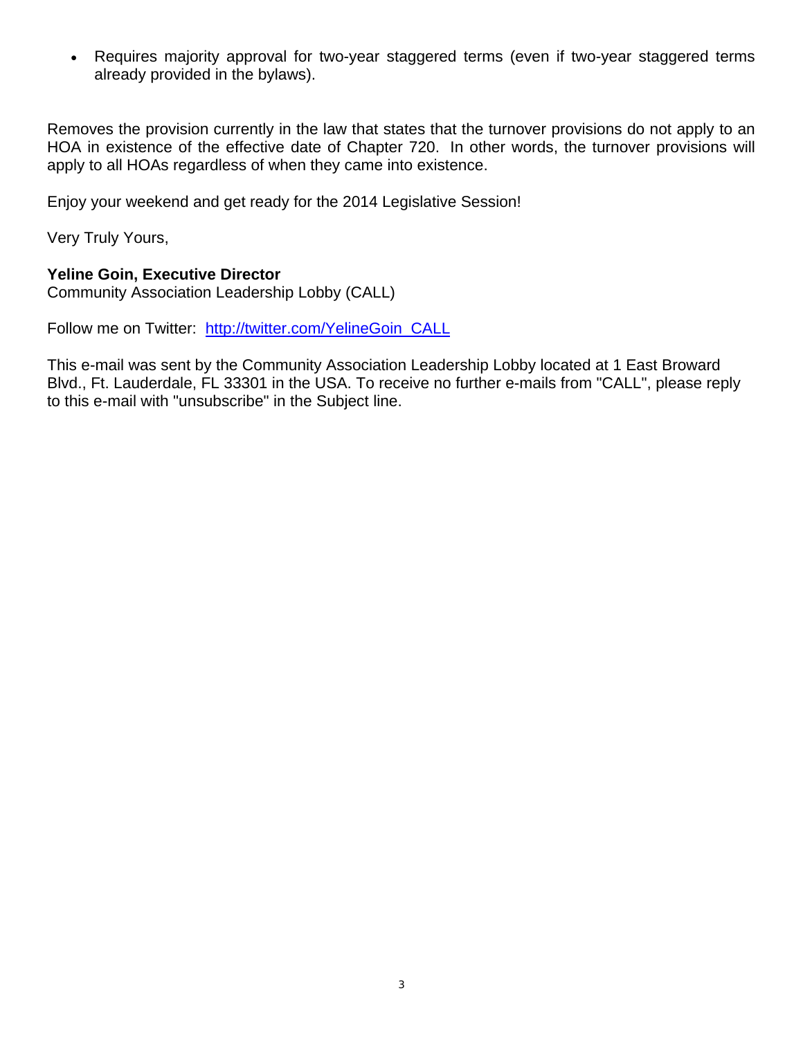- Requires majority approval for two-year staggered terms (even if two-year staggered terms already provided in the bylaws).

Removes the provision currently in the law that states that the turnover provisions do not apply to an HOA in existence of the effective date of Chapter 720. In other words, the turnover provisions will apply to all HOAs regardless of when they came into existence.

Enjoy your weekend and get ready for the 2014 Legislative Session!

Very Truly Yours,

**Yeline Goin, Executive Director**
Community Association Leadership Lobby (CALL)

Follow me on Twitter: [http://twitter.com/YelineGoin_CALL](http://twitter.com/YelineGoin_CALL)

This e-mail was sent by the Community Association Leadership Lobby located at 1 East Broward Blvd., Ft. Lauderdale, FL 33301 in the USA. To receive no further e-mails from "CALL", please reply to this e-mail with "unsubscribe" in the Subject line.